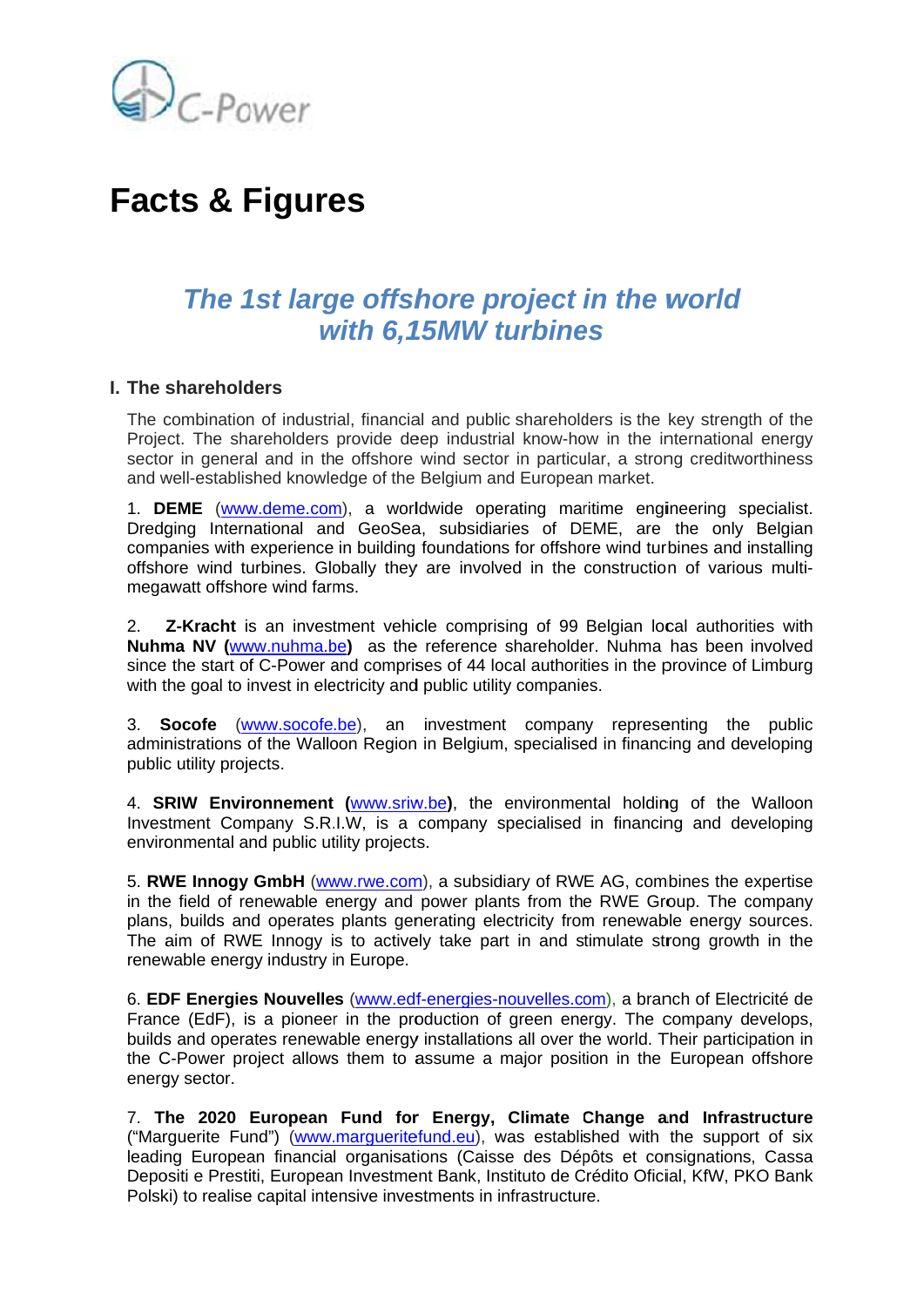C-Power

# Facts & Figures

## *The 1st large offshore project in the world with 6,15MW turbines*

### I. The shareholders

The combination of industrial, financial and public shareholders is the key strength of the Project. The shareholders provide deep industrial know-how in the international energy sector in general and in the offshore wind sector in particular, a strong creditworthiness and well-established knowledge of the Belgium and European market.

1. **DEME** (www.deme.com), a worldwide operating maritime engineering specialist. Dredging International and GeoSea, subsidiaries of DEME, are the only Belgian companies with experience in building foundations for offshore wind turbines and installing offshore wind turbines. Globally they are involved in the construction of various multi-megawatt offshore wind farms.

2. **Z-Kracht** is an investment vehicle comprising of 99 Belgian local authorities with **Nuhma NV (**www.nuhma.be**)** as the reference shareholder. Nuhma has been involved since the start of C-Power and comprises of 44 local authorities in the province of Limburg with the goal to invest in electricity and public utility companies.

3. **Socofe** (www.socofe.be), an investment company representing the public administrations of the Walloon Region in Belgium, specialised in financing and developing public utility projects.

4. **SRIW Environnement (**www.sriw.be**)**, the environmental holding of the Walloon Investment Company S.R.I.W, is a company specialised in financing and developing environmental and public utility projects.

5. **RWE Innogy GmbH** (www.rwe.com), a subsidiary of RWE AG, combines the expertise in the field of renewable energy and power plants from the RWE Group. The company plans, builds and operates plants generating electricity from renewable energy sources. The aim of RWE Innogy is to actively take part in and stimulate strong growth in the renewable energy industry in Europe.

6. **EDF Energies Nouvelles** (www.edf-energies-nouvelles.com), a branch of Electricité de France (EdF), is a pioneer in the production of green energy. The company develops, builds and operates renewable energy installations all over the world. Their participation in the C-Power project allows them to assume a major position in the European offshore energy sector.

7. **The 2020 European Fund for Energy, Climate Change and Infrastructure** ("Marguerite Fund") (www.margueritefund.eu), was established with the support of six leading European financial organisations (Caisse des Dépôts et consignations, Cassa Depositi e Prestiti, European Investment Bank, Instituto de Crédito Oficial, KfW, PKO Bank Polski) to realise capital intensive investments in infrastructure.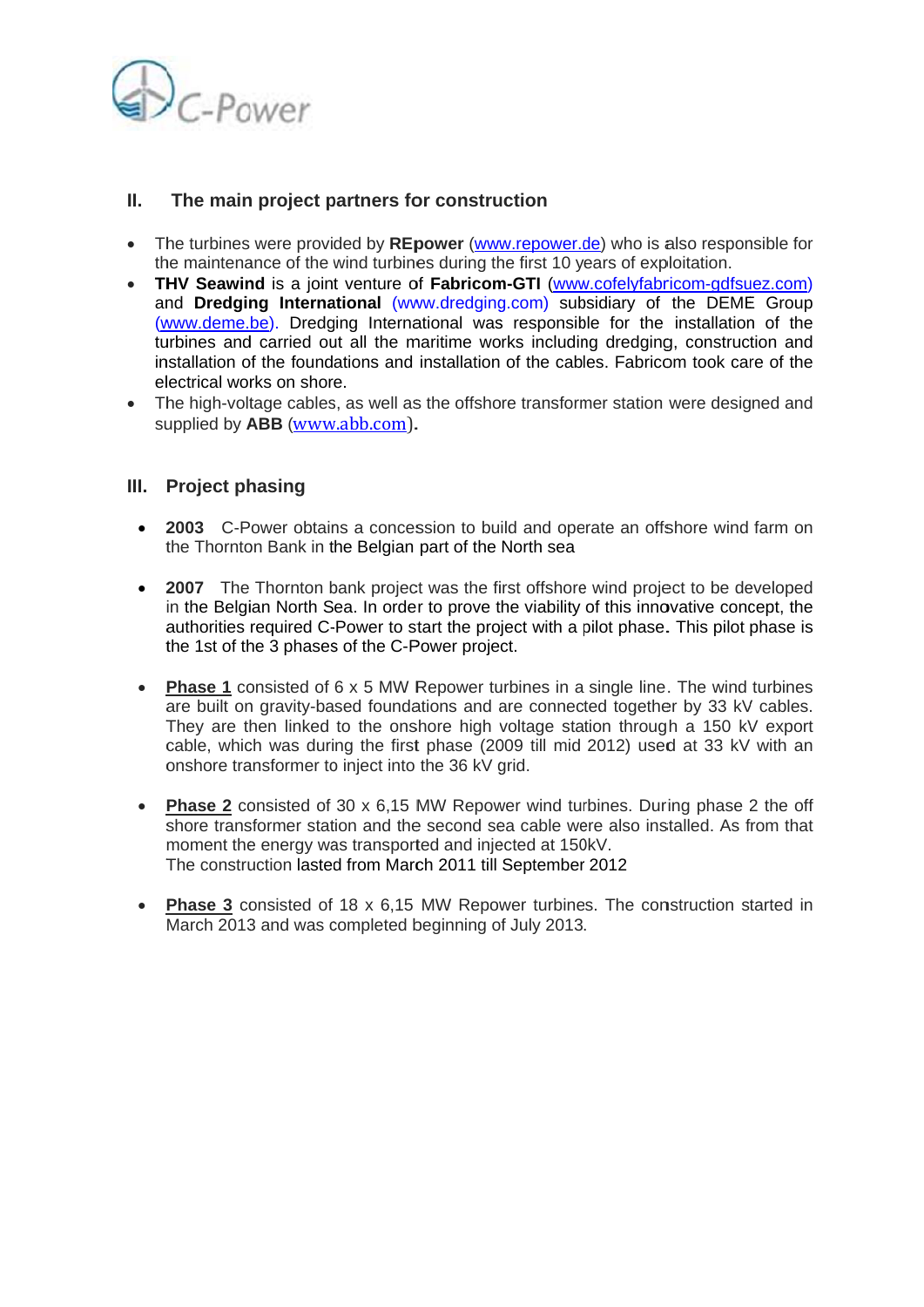## II. The main project partners for construction

- The turbines were provided by **REpower** (www.repower.de) who is also responsible for the maintenance of the wind turbines during the first 10 years of exploitation.
- **THV Seawind** is a joint venture of **Fabricom-GTI** (www.cofelyfabricom-gdfsuez.com) and **Dredging International** (www.dredging.com) subsidiary of the DEME Group (www.deme.be). Dredging International was responsible for the installation of the turbines and carried out all the maritime works including dredging, construction and installation of the foundations and installation of the cables. Fabricom took care of the electrical works on shore.
- The high-voltage cables, as well as the offshore transformer station were designed and supplied by **ABB** (www.abb.com).

## III. Project phasing

- **2003** C-Power obtains a concession to build and operate an offshore wind farm on the Thornton Bank in the Belgian part of the North sea

- **2007** The Thornton bank project was the first offshore wind project to be developed in the Belgian North Sea. In order to prove the viability of this innovative concept, the authorities required C-Power to start the project with a pilot phase. This pilot phase is the 1st of the 3 phases of the C-Power project.

- **<u>Phase 1</u>** consisted of 6 x 5 MW Repower turbines in a single line. The wind turbines are built on gravity-based foundations and are connected together by 33 kV cables. They are then linked to the onshore high voltage station through a 150 kV export cable, which was during the first phase (2009 till mid 2012) used at 33 kV with an onshore transformer to inject into the 36 kV grid.

- **<u>Phase 2</u>** consisted of 30 x 6,15 MW Repower wind turbines. During phase 2 the off shore transformer station and the second sea cable were also installed. As from that moment the energy was transported and injected at 150kV.
  The construction lasted from March 2011 till September 2012

- **<u>Phase 3</u>** consisted of 18 x 6,15 MW Repower turbines. The construction started in March 2013 and was completed beginning of July 2013.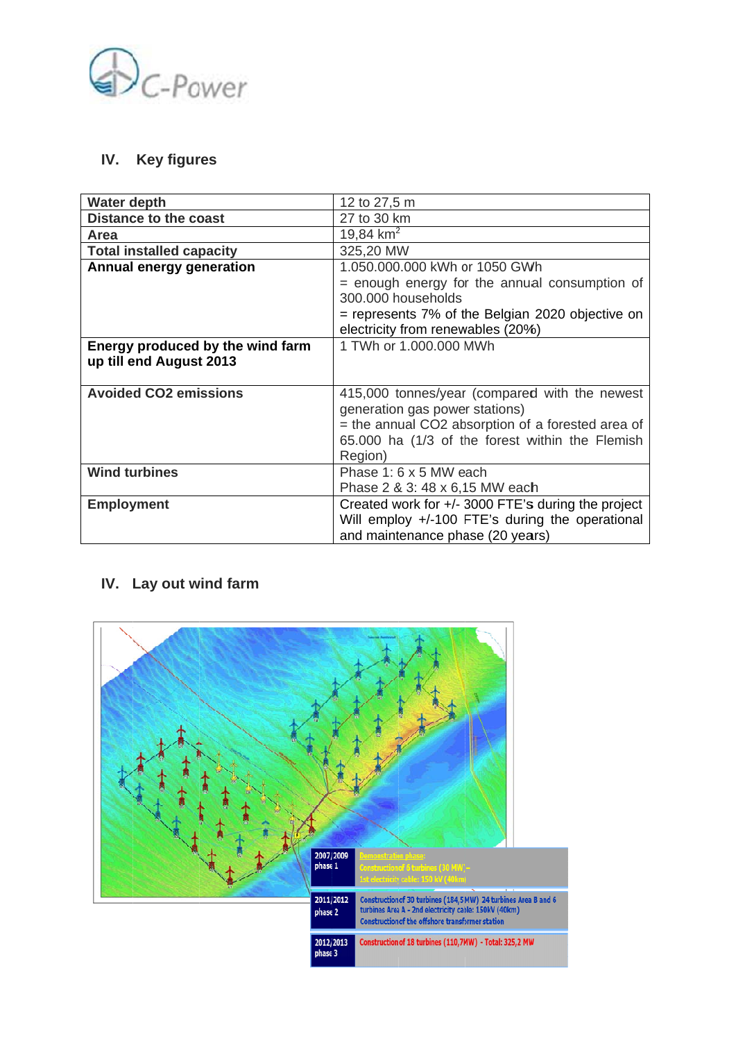## IV. Key figures

| | |
|---|---|
| **Water depth** | 12 to 27,5 m |
| **Distance to the coast** | 27 to 30 km |
| **Area** | 19,84 $km^2$ |
| **Total installed capacity** | 325,20 MW |
| **Annual energy generation** | 1.050.000.000 kWh or 1050 GWh<br>= enough energy for the annual consumption of 300.000 households<br>= represents 7% of the Belgian 2020 objective on electricity from renewables (20%) |
| **Energy produced by the wind farm up till end August 2013** | 1 TWh or 1.000.000 MWh |
| **Avoided CO2 emissions** | 415,000 tonnes/year (compared with the newest generation gas power stations)<br>= the annual CO2 absorption of a forested area of 65.000 ha (1/3 of the forest within the Flemish Region) |
| **Wind turbines** | Phase 1: 6 x 5 MW each<br>Phase 2 & 3: 48 x 6,15 MW each |
| **Employment** | Created work for +/- 3000 FTE's during the project<br>Will employ +/-100 FTE's during the operational and maintenance phase (20 years) |

## IV. Lay out wind farm

2007/2009 phase 1
Demonstration phase:
Construction of 6 turbines (30 MW) –
1st electricity cable: 150 kV (40km)

2011/2012 phase 2
Construction of 30 turbines (184,5 MW) 24 turbines Area B and 6 turbines Area A - 2nd electricity cable: 150kV (40km)
Construction of the offshore transformer station

2012/2013 phase 3
Construction of 18 turbines (110,7MW) - Total: 325,2 MW